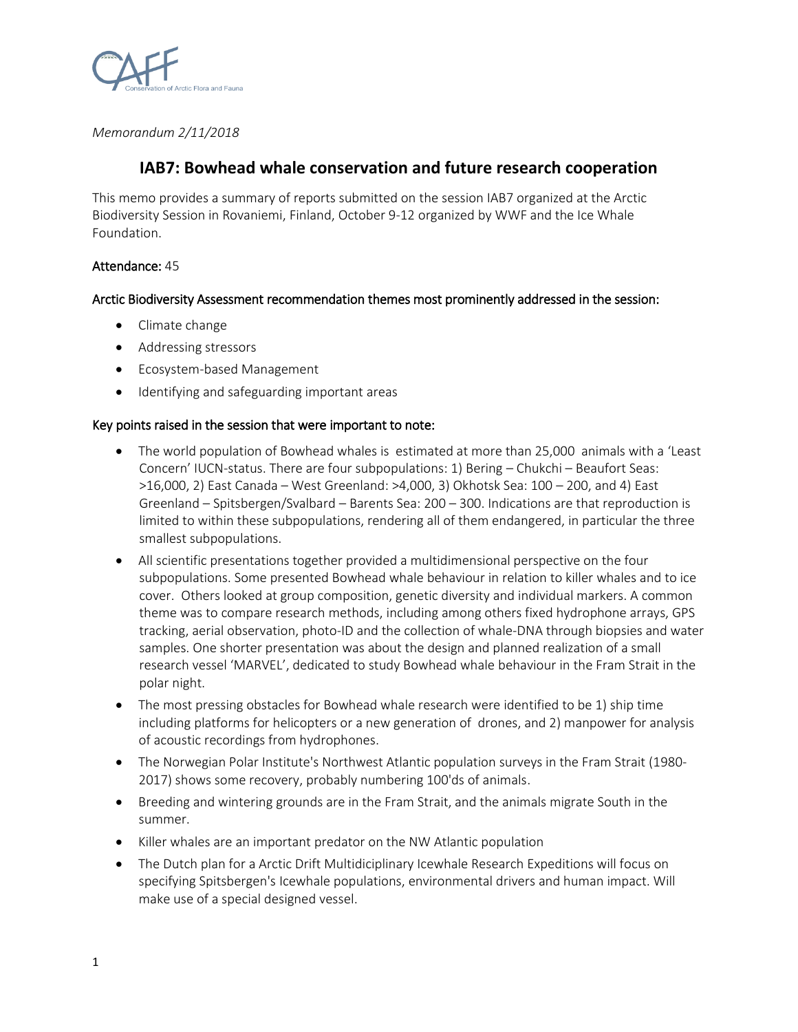*Memorandum 2/11/2018*

# IAB7: Bowhead whale conservation and future research cooperation

This memo provides a summary of reports submitted on the session IAB7 organized at the Arctic Biodiversity Session in Rovaniemi, Finland, October 9-12 organized by WWF and the Ice Whale Foundation.

**Attendance:** 45

**Arctic Biodiversity Assessment recommendation themes most prominently addressed in the session:**

- Climate change
- Addressing stressors
- Ecosystem-based Management
- Identifying and safeguarding important areas

**Key points raised in the session that were important to note:**

- The world population of Bowhead whales is estimated at more than 25,000 animals with a 'Least Concern' IUCN-status. There are four subpopulations: 1) Bering – Chukchi – Beaufort Seas: >16,000, 2) East Canada – West Greenland: >4,000, 3) Okhotsk Sea: 100 – 200, and 4) East Greenland – Spitsbergen/Svalbard – Barents Sea: 200 – 300. Indications are that reproduction is limited to within these subpopulations, rendering all of them endangered, in particular the three smallest subpopulations.
- All scientific presentations together provided a multidimensional perspective on the four subpopulations. Some presented Bowhead whale behaviour in relation to killer whales and to ice cover. Others looked at group composition, genetic diversity and individual markers. A common theme was to compare research methods, including among others fixed hydrophone arrays, GPS tracking, aerial observation, photo-ID and the collection of whale-DNA through biopsies and water samples. One shorter presentation was about the design and planned realization of a small research vessel 'MARVEL', dedicated to study Bowhead whale behaviour in the Fram Strait in the polar night.
- The most pressing obstacles for Bowhead whale research were identified to be 1) ship time including platforms for helicopters or a new generation of drones, and 2) manpower for analysis of acoustic recordings from hydrophones.
- The Norwegian Polar Institute's Northwest Atlantic population surveys in the Fram Strait (1980-2017) shows some recovery, probably numbering 100'ds of animals.
- Breeding and wintering grounds are in the Fram Strait, and the animals migrate South in the summer.
- Killer whales are an important predator on the NW Atlantic population
- The Dutch plan for a Arctic Drift Multidiciplinary Icewhale Research Expeditions will focus on specifying Spitsbergen's Icewhale populations, environmental drivers and human impact. Will make use of a special designed vessel.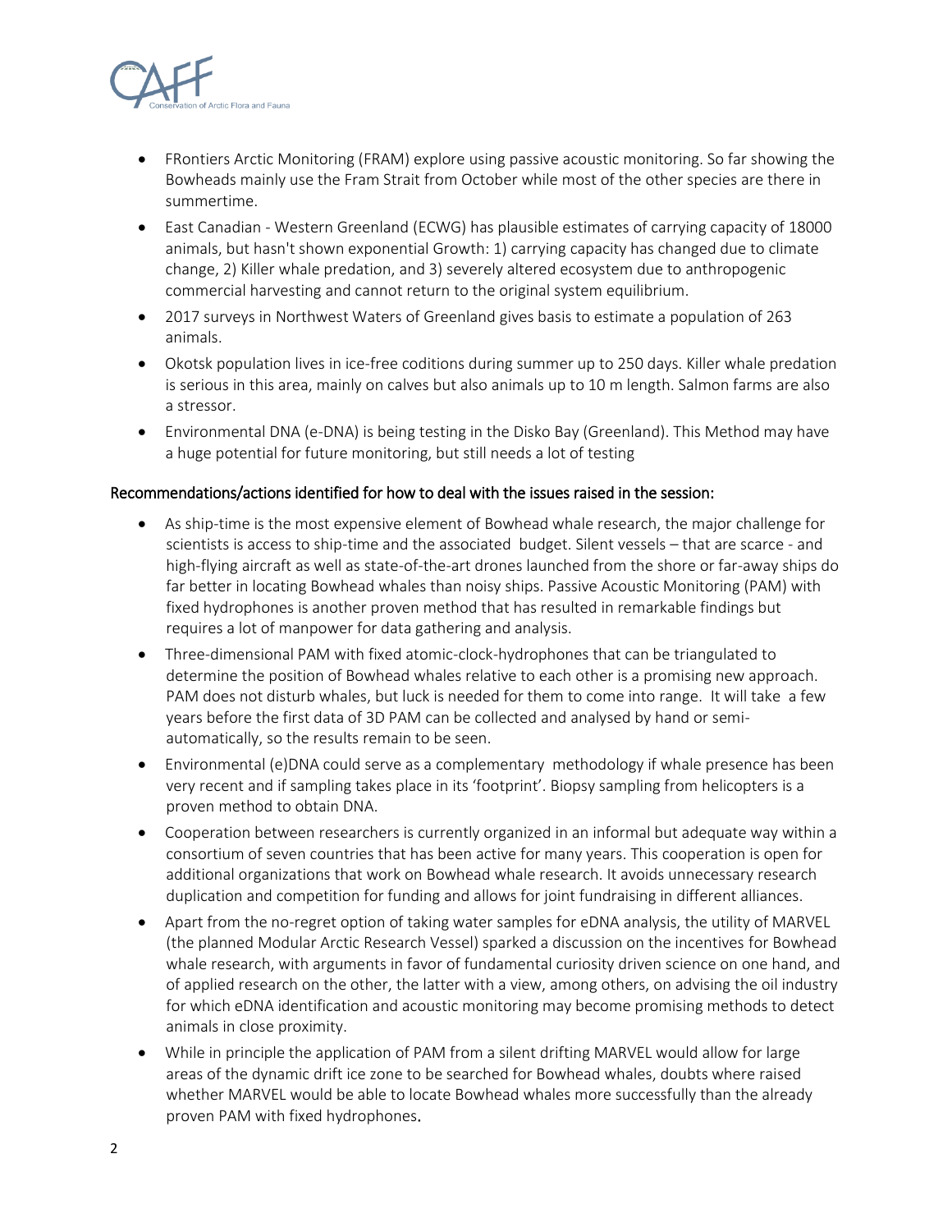- FRontiers Arctic Monitoring (FRAM) explore using passive acoustic monitoring. So far showing the Bowheads mainly use the Fram Strait from October while most of the other species are there in summertime.
- East Canadian - Western Greenland (ECWG) has plausible estimates of carrying capacity of 18000 animals, but hasn't shown exponential Growth: 1) carrying capacity has changed due to climate change, 2) Killer whale predation, and 3) severely altered ecosystem due to anthropogenic commercial harvesting and cannot return to the original system equilibrium.
- 2017 surveys in Northwest Waters of Greenland gives basis to estimate a population of 263 animals.
- Okotsk population lives in ice-free coditions during summer up to 250 days. Killer whale predation is serious in this area, mainly on calves but also animals up to 10 m length. Salmon farms are also a stressor.
- Environmental DNA (e-DNA) is being testing in the Disko Bay (Greenland). This Method may have a huge potential for future monitoring, but still needs a lot of testing

## Recommendations/actions identified for how to deal with the issues raised in the session:

- As ship-time is the most expensive element of Bowhead whale research, the major challenge for scientists is access to ship-time and the associated budget. Silent vessels – that are scarce - and high-flying aircraft as well as state-of-the-art drones launched from the shore or far-away ships do far better in locating Bowhead whales than noisy ships. Passive Acoustic Monitoring (PAM) with fixed hydrophones is another proven method that has resulted in remarkable findings but requires a lot of manpower for data gathering and analysis.
- Three-dimensional PAM with fixed atomic-clock-hydrophones that can be triangulated to determine the position of Bowhead whales relative to each other is a promising new approach. PAM does not disturb whales, but luck is needed for them to come into range. It will take a few years before the first data of 3D PAM can be collected and analysed by hand or semi-automatically, so the results remain to be seen.
- Environmental (e)DNA could serve as a complementary methodology if whale presence has been very recent and if sampling takes place in its 'footprint'. Biopsy sampling from helicopters is a proven method to obtain DNA.
- Cooperation between researchers is currently organized in an informal but adequate way within a consortium of seven countries that has been active for many years. This cooperation is open for additional organizations that work on Bowhead whale research. It avoids unnecessary research duplication and competition for funding and allows for joint fundraising in different alliances.
- Apart from the no-regret option of taking water samples for eDNA analysis, the utility of MARVEL (the planned Modular Arctic Research Vessel) sparked a discussion on the incentives for Bowhead whale research, with arguments in favor of fundamental curiosity driven science on one hand, and of applied research on the other, the latter with a view, among others, on advising the oil industry for which eDNA identification and acoustic monitoring may become promising methods to detect animals in close proximity.
- While in principle the application of PAM from a silent drifting MARVEL would allow for large areas of the dynamic drift ice zone to be searched for Bowhead whales, doubts where raised whether MARVEL would be able to locate Bowhead whales more successfully than the already proven PAM with fixed hydrophones.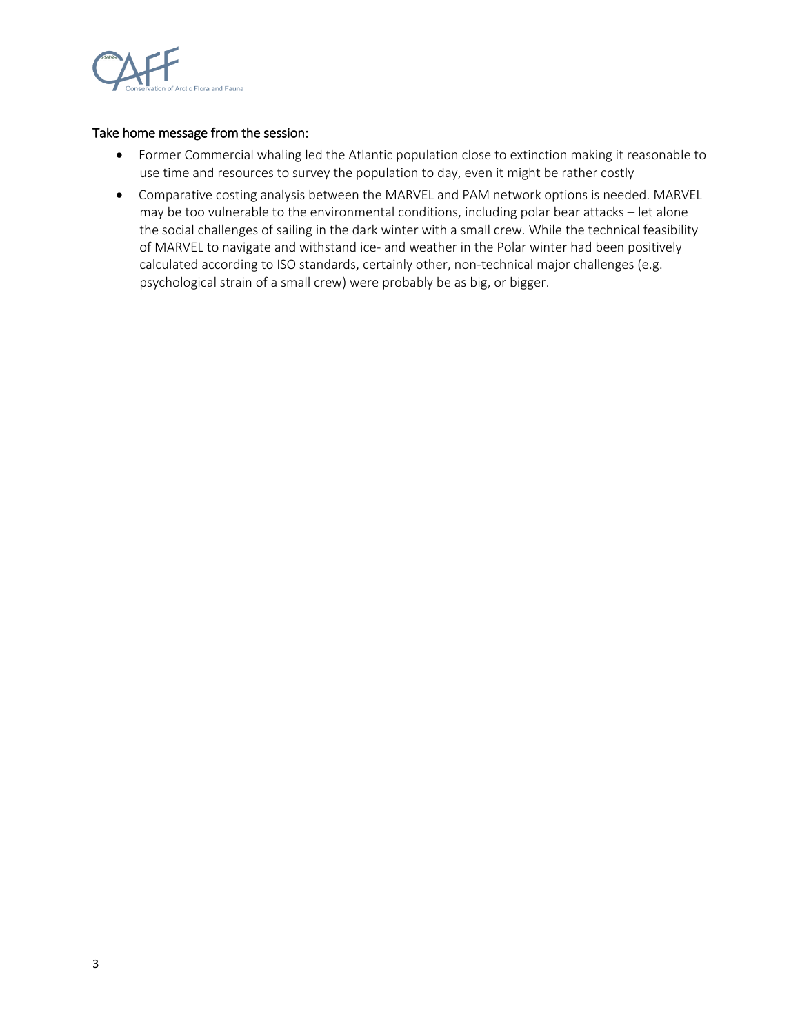Take home message from the session:

- Former Commercial whaling led the Atlantic population close to extinction making it reasonable to use time and resources to survey the population to day, even it might be rather costly
- Comparative costing analysis between the MARVEL and PAM network options is needed. MARVEL may be too vulnerable to the environmental conditions, including polar bear attacks – let alone the social challenges of sailing in the dark winter with a small crew. While the technical feasibility of MARVEL to navigate and withstand ice- and weather in the Polar winter had been positively calculated according to ISO standards, certainly other, non-technical major challenges (e.g. psychological strain of a small crew) were probably be as big, or bigger.